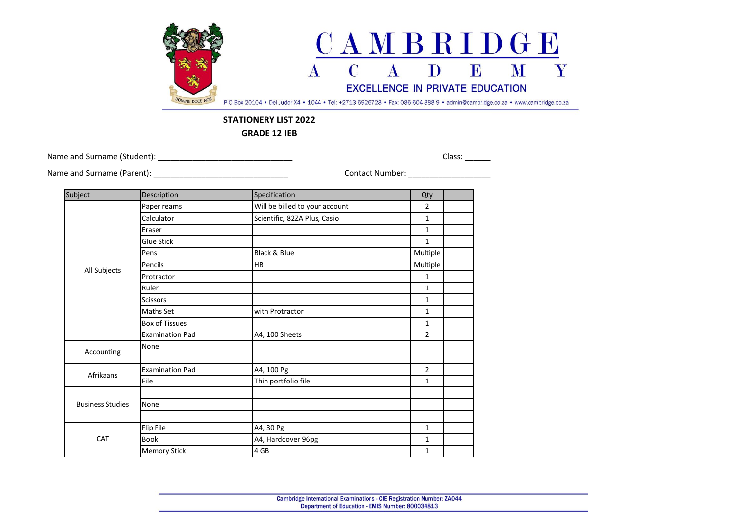# CAMBRIDGE ACADEMY

EXCELLENCE IN PRIVATE EDUCATION

P O Box 20104 • Del Judor X4 • 1044 • Tel: +2713 6926728 • Fax: 086 604 888 9 • admin@cambridge.co.za • www.cambridge.co.za

**STATIONERY LIST 2022**

**GRADE 12 IEB**

Name and Surname (Student): ______________________________ Class: ______

Name and Surname (Parent): ______________________________ Contact Number: __________________

| Subject | Description | Specification | Qty | |
|---|---|---|---|---|
| All Subjects | Paper reams | Will be billed to your account | 2 | |
| | Calculator | Scientific, 82ZA Plus, Casio | 1 | |
| | Eraser | | 1 | |
| | Glue Stick | | 1 | |
| | Pens | Black & Blue | Multiple | |
| | Pencils | HB | Multiple | |
| | Protractor | | 1 | |
| | Ruler | | 1 | |
| | Scissors | | 1 | |
| | Maths Set | with Protractor | 1 | |
| | Box of Tissues | | 1 | |
| | Examination Pad | A4, 100 Sheets | 2 | |
| Accounting | None | | | |
| | | | | |
| Afrikaans | Examination Pad | A4, 100 Pg | 2 | |
| | File | Thin portfolio file | 1 | |
| Business Studies | | | | |
| | None | | | |
| | | | | |
| CAT | Flip File | A4, 30 Pg | 1 | |
| | Book | A4, Hardcover 96pg | 1 | |
| | Memory Stick | 4 GB | 1 | |

Cambridge International Examinations - CIE Registration Number: ZA044
Department of Education - EMIS Number: 800034813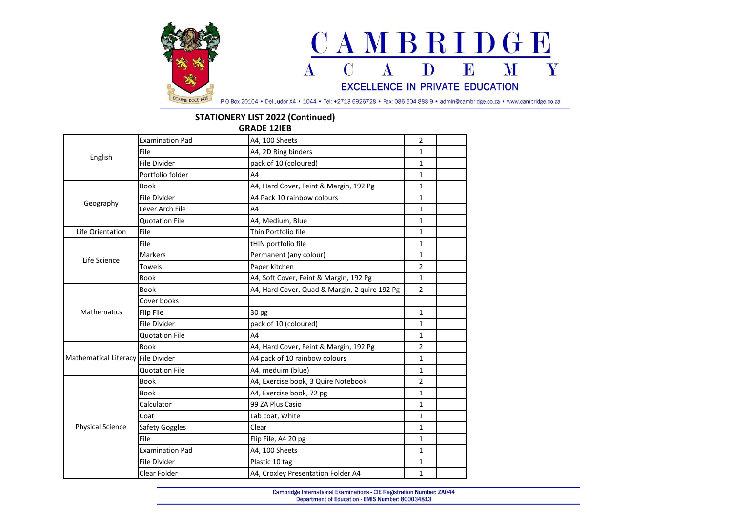# CAMBRIDGE ACADEMY

EXCELLENCE IN PRIVATE EDUCATION

P O Box 20104 • Del Judor X4 • 1044 • Tel: +2713 6926728 • Fax: 086 604 888 9 • admin@cambridge.co.za • www.cambridge.co.za

## STATIONERY LIST 2022 (Continued)
## GRADE 12IEB

| Subject | Item | Description | Qty | |
|---|---|---|---|---|
| English | Examination Pad | A4, 100 Sheets | 2 | |
| | File | A4, 2D Ring binders | 1 | |
| | File Divider | pack of 10 (coloured) | 1 | |
| | Portfolio folder | A4 | 1 | |
| Geography | Book | A4, Hard Cover, Feint & Margin, 192 Pg | 1 | |
| | File Divider | A4 Pack 10 rainbow colours | 1 | |
| | Lever Arch File | A4 | 1 | |
| | Quotation File | A4, Medium, Blue | 1 | |
| Life Orientation | File | Thin Portfolio file | 1 | |
| Life Science | File | tHIN portfolio file | 1 | |
| | Markers | Permanent (any colour) | 1 | |
| | Towels | Paper kitchen | 2 | |
| | Book | A4, Soft Cover, Feint & Margin, 192 Pg | 1 | |
| Mathematics | Book | A4, Hard Cover, Quad & Margin, 2 quire 192 Pg | 2 | |
| | Cover books | | | |
| | Flip File | 30 pg | 1 | |
| | File Divider | pack of 10 (coloured) | 1 | |
| | Quotation File | A4 | 1 | |
| Mathematical Literacy | Book | A4, Hard Cover, Feint & Margin, 192 Pg | 2 | |
| | File Divider | A4 pack of 10 rainbow colours | 1 | |
| | Quotation File | A4, meduim (blue) | 1 | |
| Physical Science | Book | A4, Exercise book, 3 Quire Notebook | 2 | |
| | Book | A4, Exercise book, 72 pg | 1 | |
| | Calculator | 99 ZA Plus Casio | 1 | |
| | Coat | Lab coat, White | 1 | |
| | Safety Goggles | Clear | 1 | |
| | File | Flip File, A4 20 pg | 1 | |
| | Examination Pad | A4, 100 Sheets | 1 | |
| | File Divider | Plastic 10 tag | 1 | |
| | Clear Folder | A4, Croxley Presentation Folder A4 | 1 | |

Cambridge International Examinations - CIE Registration Number: ZA044
Department of Education - EMIS Number: 800034813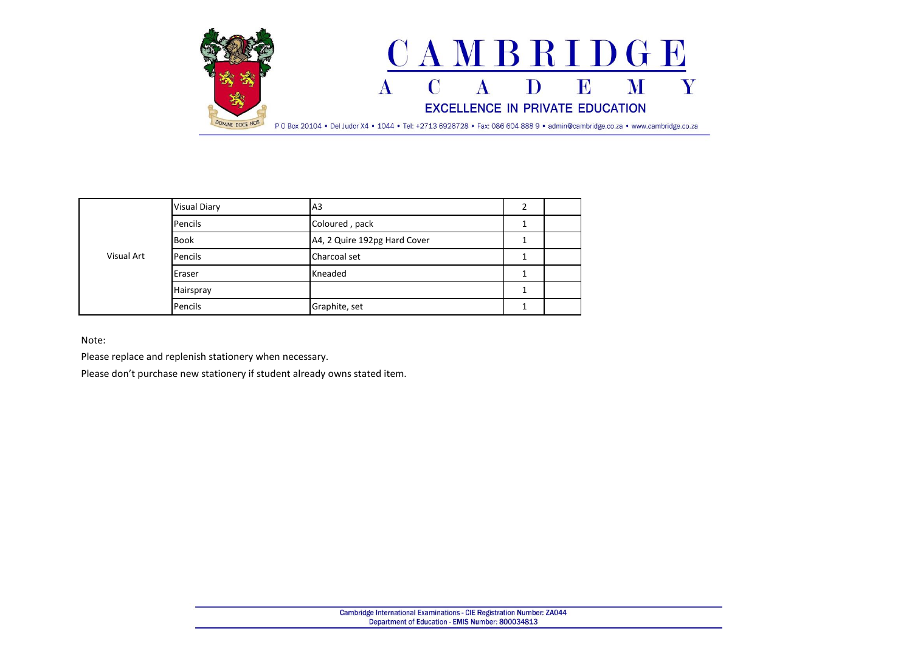| | | | | |
|---|---|---|---|---|
| Visual Art | Visual Diary | A3 | 2 | |
| | Pencils | Coloured , pack | 1 | |
| | Book | A4, 2 Quire 192pg Hard Cover | 1 | |
| | Pencils | Charcoal set | 1 | |
| | Eraser | Kneaded | 1 | |
| | Hairspray | | 1 | |
| | Pencils | Graphite, set | 1 | |

Note:

Please replace and replenish stationery when necessary.

Please don't purchase new stationery if student already owns stated item.